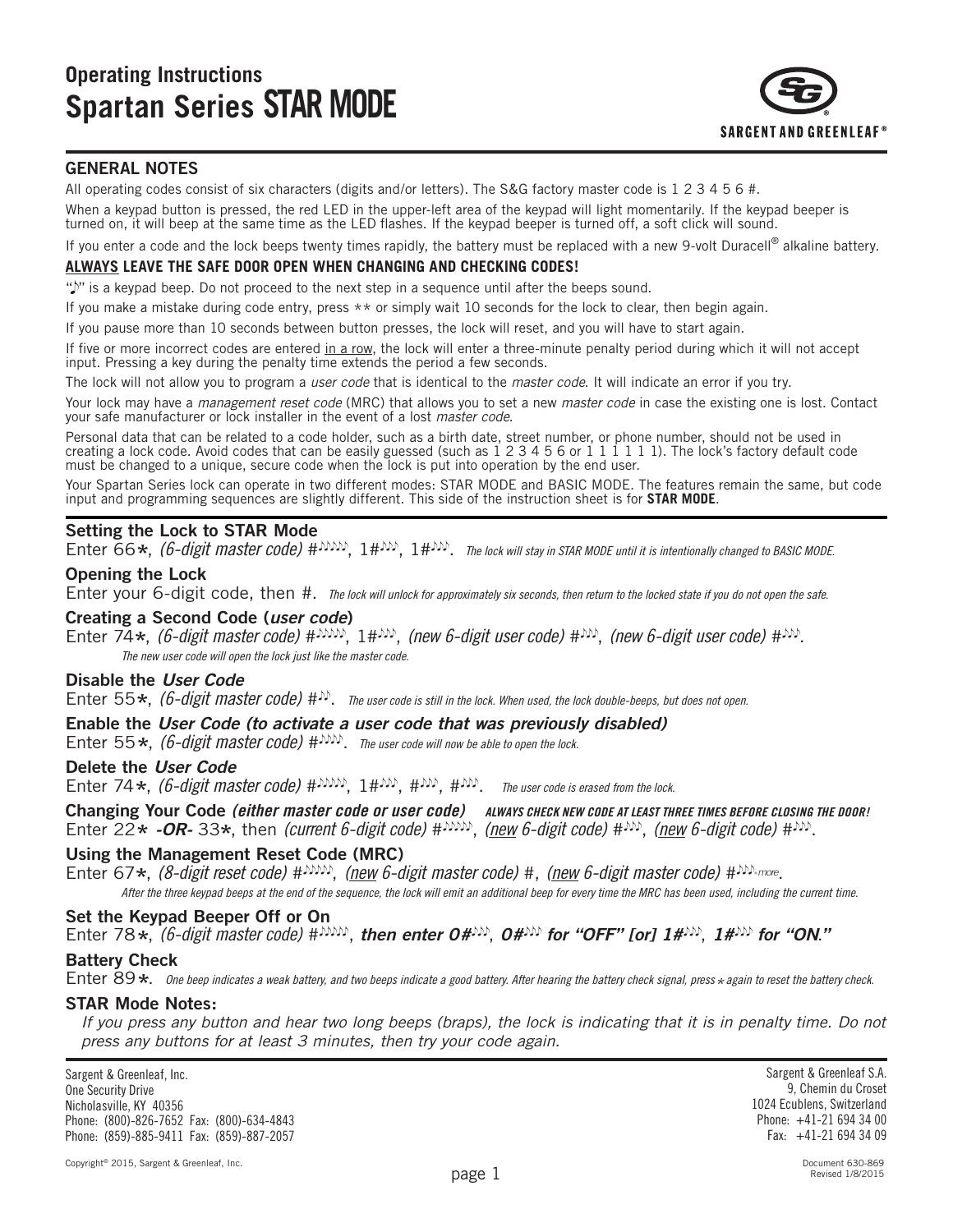# Operating Instructions
# Spartan Series STAR MODE

SARGENT AND GREENLEAF®

## GENERAL NOTES

All operating codes consist of six characters (digits and/or letters). The S&G factory master code is 1 2 3 4 5 6 #.

When a keypad button is pressed, the red LED in the upper-left area of the keypad will light momentarily. If the keypad beeper is turned on, it will beep at the same time as the LED flashes. If the keypad beeper is turned off, a soft click will sound.

If you enter a code and the lock beeps twenty times rapidly, the battery must be replaced with a new 9-volt Duracell® alkaline battery.

**ALWAYS LEAVE THE SAFE DOOR OPEN WHEN CHANGING AND CHECKING CODES!**

"♪" is a keypad beep. Do not proceed to the next step in a sequence until after the beeps sound.

If you make a mistake during code entry, press ** or simply wait 10 seconds for the lock to clear, then begin again.

If you pause more than 10 seconds between button presses, the lock will reset, and you will have to start again.

If five or more incorrect codes are entered in a row, the lock will enter a three-minute penalty period during which it will not accept input. Pressing a key during the penalty time extends the period a few seconds.

The lock will not allow you to program a *user code* that is identical to the *master code*. It will indicate an error if you try.

Your lock may have a *management reset code* (MRC) that allows you to set a new *master code* in case the existing one is lost. Contact your safe manufacturer or lock installer in the event of a lost *master code*.

Personal data that can be related to a code holder, such as a birth date, street number, or phone number, should not be used in creating a lock code. Avoid codes that can be easily guessed (such as 1 2 3 4 5 6 or 1 1 1 1 1 1). The lock's factory default code must be changed to a unique, secure code when the lock is put into operation by the end user.

Your Spartan Series lock can operate in two different modes: STAR MODE and BASIC MODE. The features remain the same, but code input and programming sequences are slightly different. This side of the instruction sheet is for **STAR MODE**.

### Setting the Lock to STAR Mode

Enter 66*, *(6-digit master code)* #♪♪♪♪♪, 1#♪♪♪, 1#♪♪♪. *The lock will stay in STAR MODE until it is intentionally changed to BASIC MODE.*

### Opening the Lock

Enter your 6-digit code, then #. *The lock will unlock for approximately six seconds, then return to the locked state if you do not open the safe.*

### Creating a Second Code (*user code*)

Enter 74*, *(6-digit master code)* #♪♪♪♪♪, 1#♪♪♪, *(new 6-digit user code)* #♪♪♪, *(new 6-digit user code)* #♪♪♪.

*The new user code will open the lock just like the master code.*

### Disable the *User Code*

Enter 55*, *(6-digit master code)* #♪♪. *The user code is still in the lock. When used, the lock double-beeps, but does not open.*

### Enable the *User Code (to activate a user code that was previously disabled)*

Enter 55*, *(6-digit master code)* #♪♪♪♪. *The user code will now be able to open the lock.*

### Delete the *User Code*

Enter 74*, *(6-digit master code)* #♪♪♪♪♪, 1#♪♪♪, #♪♪♪, #♪♪♪. *The user code is erased from the lock.*

### Changing Your Code *(either master code or user code)* 

***ALWAYS CHECK NEW CODE AT LEAST THREE TIMES BEFORE CLOSING THE DOOR!***

Enter 22* ***-OR-*** 33*, then *(current 6-digit code)* #♪♪♪♪♪, *(new 6-digit code)* #♪♪♪, *(new 6-digit code)* #♪♪♪.

### Using the Management Reset Code (MRC)

Enter 67*, *(8-digit reset code)* #♪♪♪♪♪, *(new 6-digit master code)* #, *(new 6-digit master code)* #♪♪♪+more.

*After the three keypad beeps at the end of the sequence, the lock will emit an additional beep for every time the MRC has been used, including the current time.*

### Set the Keypad Beeper Off or On

Enter 78*, *(6-digit master code)* #♪♪♪♪♪, ***then enter 0#♪♪♪, 0#♪♪♪ for "OFF" [or] 1#♪♪♪, 1#♪♪♪ for "ON."***

### Battery Check

Enter 89*. *One beep indicates a weak battery, and two beeps indicate a good battery. After hearing the battery check signal, press * again to reset the battery check.*

### STAR Mode Notes:

*If you press any button and hear two long beeps (braps), the lock is indicating that it is in penalty time. Do not press any buttons for at least 3 minutes, then try your code again.*

Sargent & Greenleaf, Inc.
One Security Drive
Nicholasville, KY 40356
Phone: (800)-826-7652 Fax: (800)-634-4843
Phone: (859)-885-9411 Fax: (859)-887-2057

Sargent & Greenleaf S.A.
9, Chemin du Croset
1024 Ecublens, Switzerland
Phone: +41-21 694 34 00
Fax: +41-21 694 34 09

Copyright© 2015, Sargent & Greenleaf, Inc.

Document 630-869
Revised 1/8/2015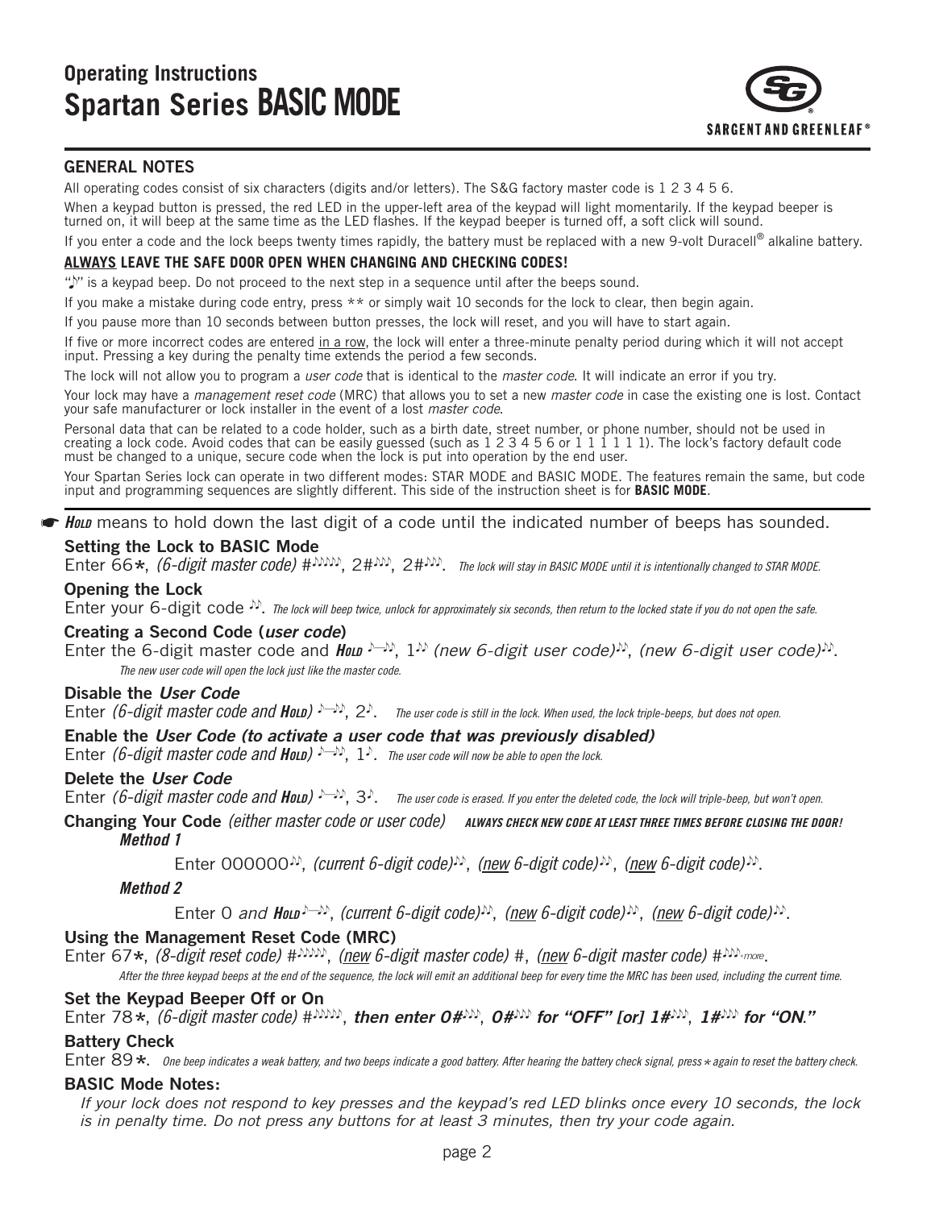# Operating Instructions
# Spartan Series BASIC MODE

SARGENT AND GREENLEAF®

## GENERAL NOTES

All operating codes consist of six characters (digits and/or letters). The S&G factory master code is 1 2 3 4 5 6.

When a keypad button is pressed, the red LED in the upper-left area of the keypad will light momentarily. If the keypad beeper is turned on, it will beep at the same time as the LED flashes. If the keypad beeper is turned off, a soft click will sound.

If you enter a code and the lock beeps twenty times rapidly, the battery must be replaced with a new 9-volt Duracell® alkaline battery.

**ALWAYS LEAVE THE SAFE DOOR OPEN WHEN CHANGING AND CHECKING CODES!**

"♪" is a keypad beep. Do not proceed to the next step in a sequence until after the beeps sound.

If you make a mistake during code entry, press ** or simply wait 10 seconds for the lock to clear, then begin again.

If you pause more than 10 seconds between button presses, the lock will reset, and you will have to start again.

If five or more incorrect codes are entered in a row, the lock will enter a three-minute penalty period during which it will not accept input. Pressing a key during the penalty time extends the period a few seconds.

The lock will not allow you to program a *user code* that is identical to the *master code*. It will indicate an error if you try.

Your lock may have a *management reset code* (MRC) that allows you to set a new *master code* in case the existing one is lost. Contact your safe manufacturer or lock installer in the event of a lost *master code*.

Personal data that can be related to a code holder, such as a birth date, street number, or phone number, should not be used in creating a lock code. Avoid codes that can be easily guessed (such as 1 2 3 4 5 6 or 1 1 1 1 1 1). The lock's factory default code must be changed to a unique, secure code when the lock is put into operation by the end user.

Your Spartan Series lock can operate in two different modes: STAR MODE and BASIC MODE. The features remain the same, but code input and programming sequences are slightly different. This side of the instruction sheet is for **BASIC MODE**.

☛ ***Hold*** means to hold down the last digit of a code until the indicated number of beeps has sounded.

### Setting the Lock to BASIC Mode

Enter 66*, *(6-digit master code)* #♪♪♪♪♪, 2#♪♪♪, 2#♪♪♪. *The lock will stay in BASIC MODE until it is intentionally changed to STAR MODE.*

### Opening the Lock

Enter your 6-digit code ♪♪. *The lock will beep twice, unlock for approximately six seconds, then return to the locked state if you do not open the safe.*

### Creating a Second Code (*user code*)

Enter the 6-digit master code and ***Hold*** ♪—♪♪, 1♪♪ *(new 6-digit user code)*♪♪, *(new 6-digit user code)*♪♪.

*The new user code will open the lock just like the master code.*

### Disable the *User Code*

Enter *(6-digit master code and **Hold**)* ♪—♪♪, 2♪. *The user code is still in the lock. When used, the lock triple-beeps, but does not open.*

### Enable the *User Code (to activate a user code that was previously disabled)*

Enter *(6-digit master code and **Hold**)* ♪—♪♪, 1♪. *The user code will now be able to open the lock.*

### Delete the *User Code*

Enter *(6-digit master code and **Hold**)* ♪—♪♪, 3♪. *The user code is erased. If you enter the deleted code, the lock will triple-beep, but won't open.*

### Changing Your Code *(either master code or user code)* ***ALWAYS CHECK NEW CODE AT LEAST THREE TIMES BEFORE CLOSING THE DOOR!***

***Method 1***

Enter 000000♪♪, *(current 6-digit code)*♪♪, *(new 6-digit code)*♪♪, *(new 6-digit code)*♪♪.

***Method 2***

Enter 0 *and **Hold*** ♪—♪♪, *(current 6-digit code)*♪♪, *(new 6-digit code)*♪♪, *(new 6-digit code)*♪♪.

### Using the Management Reset Code (MRC)

Enter 67*, *(8-digit reset code)* #♪♪♪♪♪, *(new 6-digit master code)* #, *(new 6-digit master code)* #♪♪♪+more.

*After the three keypad beeps at the end of the sequence, the lock will emit an additional beep for every time the MRC has been used, including the current time.*

### Set the Keypad Beeper Off or On

Enter 78*, *(6-digit master code)* #♪♪♪♪♪, ***then enter 0#♪♪♪, 0#♪♪♪ for "OFF" [or] 1#♪♪♪, 1#♪♪♪ for "ON."***

### Battery Check

Enter 89*. *One beep indicates a weak battery, and two beeps indicate a good battery. After hearing the battery check signal, press * again to reset the battery check.*

### BASIC Mode Notes:

*If your lock does not respond to key presses and the keypad's red LED blinks once every 10 seconds, the lock is in penalty time. Do not press any buttons for at least 3 minutes, then try your code again.*